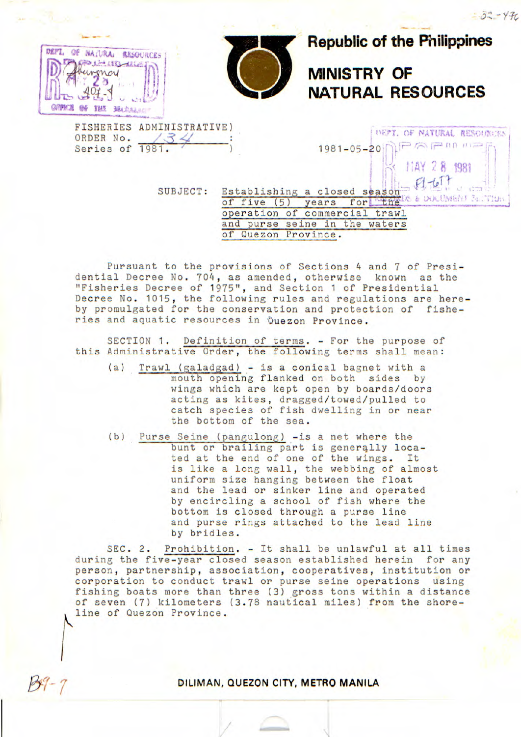**Republic of the Philippines**

# MINISTRY OF NATURAL RESOURCES

FISHERIES ADMINISTRATIVE ORDER No. 134
Series of 1981.

1981-05-20

SUBJECT: Establishing a closed season of five (5) years for the operation of commercial trawl and purse seine in the waters of Quezon Province.

Pursuant to the provisions of Sections 4 and 7 of Presidential Decree No. 704, as amended, otherwise known as the "Fisheries Decree of 1975", and Section 1 of Presidential Decree No. 1015, the following rules and regulations are hereby promulgated for the conservation and protection of fisheries and aquatic resources in Quezon Province.

SECTION 1. Definition of terms. - For the purpose of this Administrative Order, the following terms shall mean:

(a) Trawl (galadgad) - is a conical bagnet with a mouth opening flanked on both sides by wings which are kept open by boards/doors acting as kites, dragged/towed/pulled to catch species of fish dwelling in or near the bottom of the sea.

(b) Purse Seine (pangulong) -is a net where the bunt or brailing part is generally located at the end of one of the wings. It is like a long wall, the webbing of almost uniform size hanging between the float and the lead or sinker line and operated by encircling a school of fish where the bottom is closed through a purse line and purse rings attached to the lead line by bridles.

SEC. 2. Prohibition. - It shall be unlawful at all times during the five-year closed season established herein for any person, partnership, association, cooperatives, institution or corporation to conduct trawl or purse seine operations using fishing boats more than three (3) gross tons within a distance of seven (7) kilometers (3.78 nautical miles) from the shoreline of Quezon Province.

DILIMAN, QUEZON CITY, METRO MANILA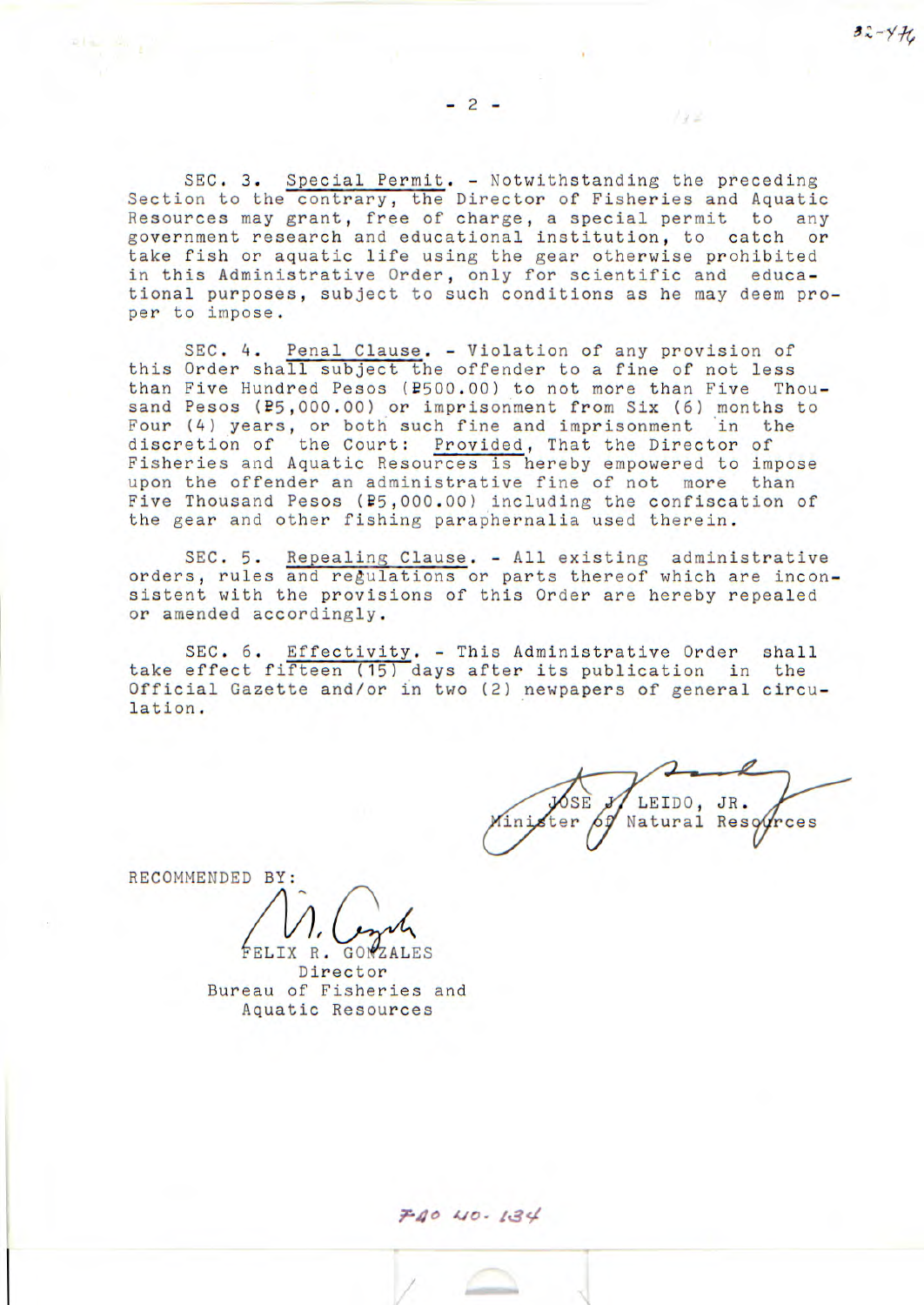SEC. 3. Special Permit. - Notwithstanding the preceding Section to the contrary, the Director of Fisheries and Aquatic Resources may grant, free of charge, a special permit to any government research and educational institution, to catch or take fish or aquatic life using the gear otherwise prohibited in this Administrative Order, only for scientific and educational purposes, subject to such conditions as he may deem proper to impose.

SEC. 4. Penal Clause. - Violation of any provision of this Order shall subject the offender to a fine of not less than Five Hundred Pesos (₱500.00) to not more than Five Thousand Pesos (₱5,000.00) or imprisonment from Six (6) months to Four (4) years, or both such fine and imprisonment in the discretion of the Court: Provided, That the Director of Fisheries and Aquatic Resources is hereby empowered to impose upon the offender an administrative fine of not more than Five Thousand Pesos (₱5,000.00) including the confiscation of the gear and other fishing paraphernalia used therein.

SEC. 5. Repealing Clause. - All existing administrative orders, rules and regulations or parts thereof which are inconsistent with the provisions of this Order are hereby repealed or amended accordingly.

SEC. 6. Effectivity. - This Administrative Order shall take effect fifteen (15) days after its publication in the Official Gazette and/or in two (2) newpapers of general circulation.

JOSE J. LEIDO, JR.
Minister of Natural Resources

RECOMMENDED BY:

FELIX R. GONZALES
Director
Bureau of Fisheries and
Aquatic Resources

FAO NO. 134